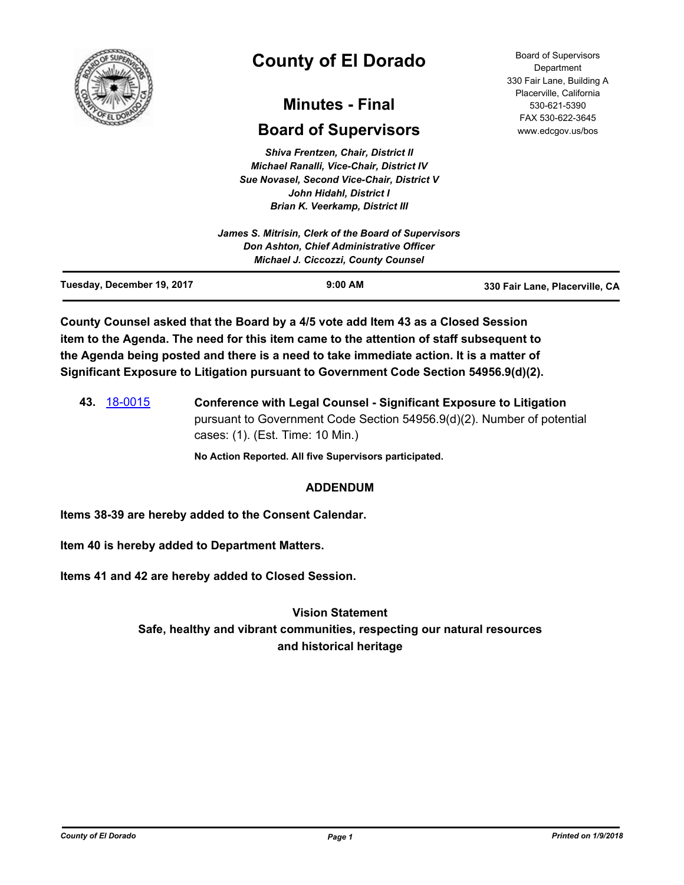# County of El Dorado

## Minutes - Final

## Board of Supervisors

*Shiva Frentzen, Chair, District II*
*Michael Ranalli, Vice-Chair, District IV*
*Sue Novasel, Second Vice-Chair, District V*
*John Hidahl, District I*
*Brian K. Veerkamp, District III*

*James S. Mitrisin, Clerk of the Board of Supervisors*
*Don Ashton, Chief Administrative Officer*
*Michael J. Ciccozzi, County Counsel*

Board of Supervisors Department
330 Fair Lane, Building A
Placerville, California
530-621-5390
FAX 530-622-3645
www.edcgov.us/bos

**Tuesday, December 19, 2017** | **9:00 AM** | **330 Fair Lane, Placerville, CA**

**County Counsel asked that the Board by a 4/5 vote add Item 43 as a Closed Session item to the Agenda. The need for this item came to the attention of staff subsequent to the Agenda being posted and there is a need to take immediate action. It is a matter of Significant Exposure to Litigation pursuant to Government Code Section 54956.9(d)(2).**

**43.** 18-0015 **Conference with Legal Counsel - Significant Exposure to Litigation** pursuant to Government Code Section 54956.9(d)(2). Number of potential cases: (1). (Est. Time: 10 Min.)

**No Action Reported. All five Supervisors participated.**

**ADDENDUM**

**Items 38-39 are hereby added to the Consent Calendar.**

**Item 40 is hereby added to Department Matters.**

**Items 41 and 42 are hereby added to Closed Session.**

**Vision Statement**
**Safe, healthy and vibrant communities, respecting our natural resources and historical heritage**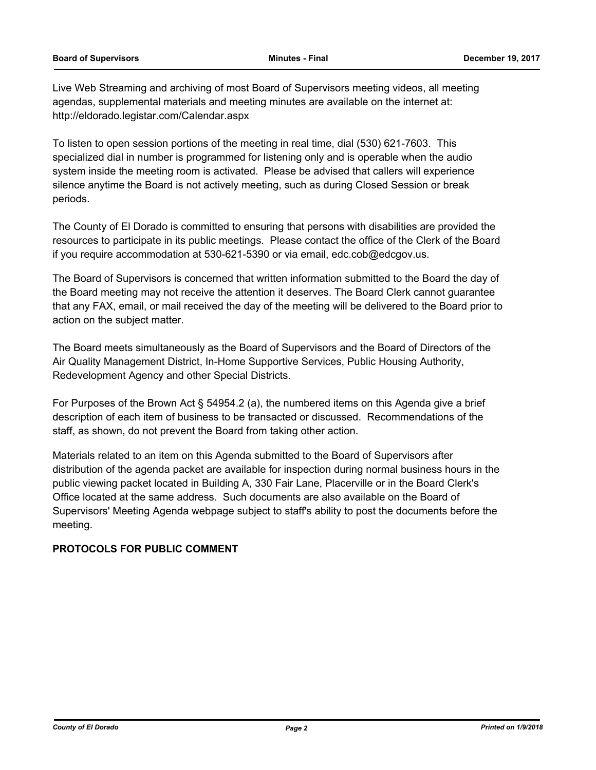Live Web Streaming and archiving of most Board of Supervisors meeting videos, all meeting agendas, supplemental materials and meeting minutes are available on the internet at: http://eldorado.legistar.com/Calendar.aspx

To listen to open session portions of the meeting in real time, dial (530) 621-7603. This specialized dial in number is programmed for listening only and is operable when the audio system inside the meeting room is activated. Please be advised that callers will experience silence anytime the Board is not actively meeting, such as during Closed Session or break periods.

The County of El Dorado is committed to ensuring that persons with disabilities are provided the resources to participate in its public meetings. Please contact the office of the Clerk of the Board if you require accommodation at 530-621-5390 or via email, edc.cob@edcgov.us.

The Board of Supervisors is concerned that written information submitted to the Board the day of the Board meeting may not receive the attention it deserves. The Board Clerk cannot guarantee that any FAX, email, or mail received the day of the meeting will be delivered to the Board prior to action on the subject matter.

The Board meets simultaneously as the Board of Supervisors and the Board of Directors of the Air Quality Management District, In-Home Supportive Services, Public Housing Authority, Redevelopment Agency and other Special Districts.

For Purposes of the Brown Act § 54954.2 (a), the numbered items on this Agenda give a brief description of each item of business to be transacted or discussed. Recommendations of the staff, as shown, do not prevent the Board from taking other action.

Materials related to an item on this Agenda submitted to the Board of Supervisors after distribution of the agenda packet are available for inspection during normal business hours in the public viewing packet located in Building A, 330 Fair Lane, Placerville or in the Board Clerk's Office located at the same address. Such documents are also available on the Board of Supervisors' Meeting Agenda webpage subject to staff's ability to post the documents before the meeting.

**PROTOCOLS FOR PUBLIC COMMENT**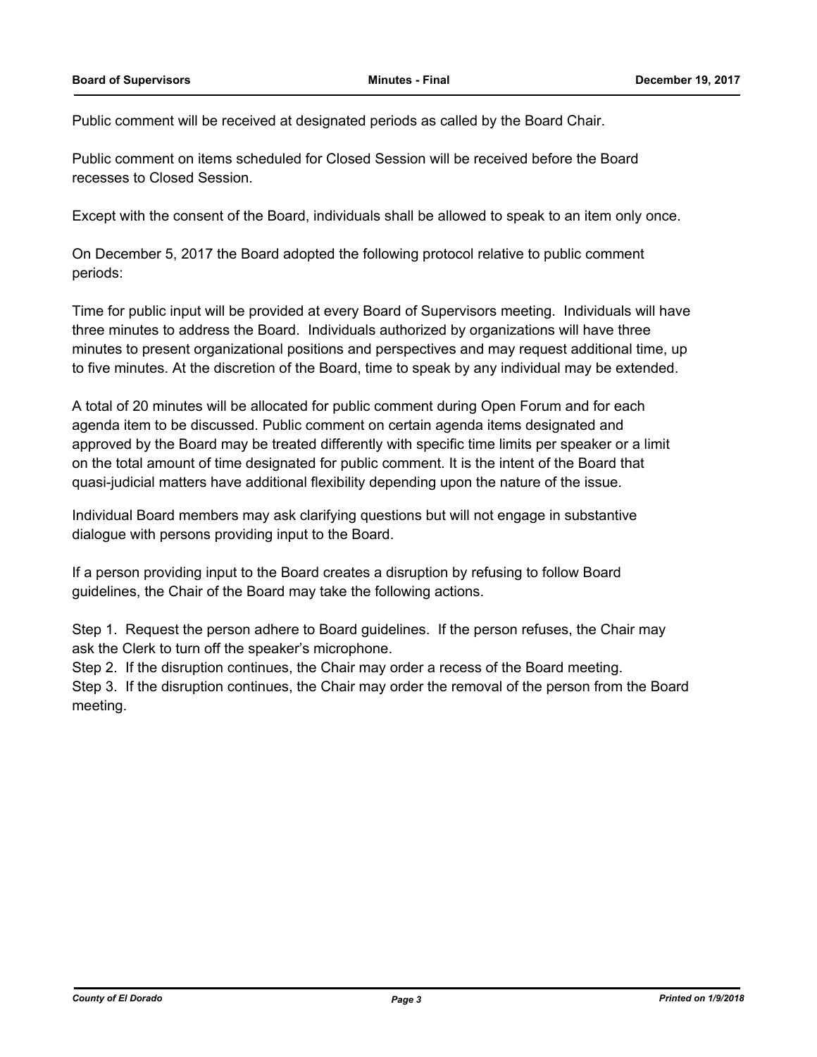Public comment will be received at designated periods as called by the Board Chair.

Public comment on items scheduled for Closed Session will be received before the Board recesses to Closed Session.

Except with the consent of the Board, individuals shall be allowed to speak to an item only once.

On December 5, 2017 the Board adopted the following protocol relative to public comment periods:

Time for public input will be provided at every Board of Supervisors meeting. Individuals will have three minutes to address the Board. Individuals authorized by organizations will have three minutes to present organizational positions and perspectives and may request additional time, up to five minutes. At the discretion of the Board, time to speak by any individual may be extended.

A total of 20 minutes will be allocated for public comment during Open Forum and for each agenda item to be discussed. Public comment on certain agenda items designated and approved by the Board may be treated differently with specific time limits per speaker or a limit on the total amount of time designated for public comment. It is the intent of the Board that quasi-judicial matters have additional flexibility depending upon the nature of the issue.

Individual Board members may ask clarifying questions but will not engage in substantive dialogue with persons providing input to the Board.

If a person providing input to the Board creates a disruption by refusing to follow Board guidelines, the Chair of the Board may take the following actions.

Step 1. Request the person adhere to Board guidelines. If the person refuses, the Chair may ask the Clerk to turn off the speaker's microphone.
Step 2. If the disruption continues, the Chair may order a recess of the Board meeting.
Step 3. If the disruption continues, the Chair may order the removal of the person from the Board meeting.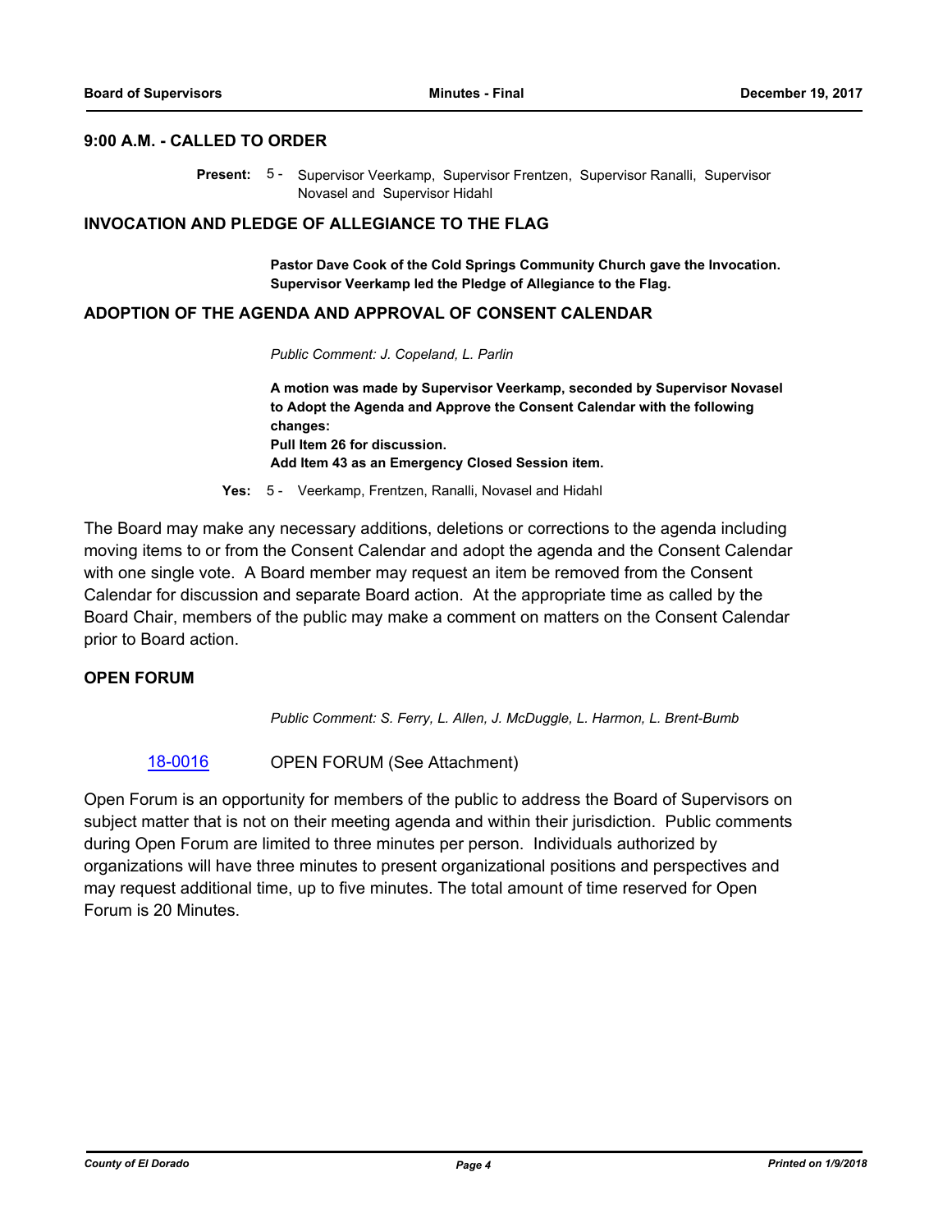## 9:00 A.M. - CALLED TO ORDER

**Present:** 5 - Supervisor Veerkamp, Supervisor Frentzen, Supervisor Ranalli, Supervisor Novasel and Supervisor Hidahl

## INVOCATION AND PLEDGE OF ALLEGIANCE TO THE FLAG

**Pastor Dave Cook of the Cold Springs Community Church gave the Invocation. Supervisor Veerkamp led the Pledge of Allegiance to the Flag.**

## ADOPTION OF THE AGENDA AND APPROVAL OF CONSENT CALENDAR

*Public Comment: J. Copeland, L. Parlin*

**A motion was made by Supervisor Veerkamp, seconded by Supervisor Novasel to Adopt the Agenda and Approve the Consent Calendar with the following changes:**
**Pull Item 26 for discussion.**
**Add Item 43 as an Emergency Closed Session item.**

**Yes:** 5 - Veerkamp, Frentzen, Ranalli, Novasel and Hidahl

The Board may make any necessary additions, deletions or corrections to the agenda including moving items to or from the Consent Calendar and adopt the agenda and the Consent Calendar with one single vote. A Board member may request an item be removed from the Consent Calendar for discussion and separate Board action. At the appropriate time as called by the Board Chair, members of the public may make a comment on matters on the Consent Calendar prior to Board action.

## OPEN FORUM

*Public Comment: S. Ferry, L. Allen, J. McDuggle, L. Harmon, L. Brent-Bumb*

18-0016 OPEN FORUM (See Attachment)

Open Forum is an opportunity for members of the public to address the Board of Supervisors on subject matter that is not on their meeting agenda and within their jurisdiction. Public comments during Open Forum are limited to three minutes per person. Individuals authorized by organizations will have three minutes to present organizational positions and perspectives and may request additional time, up to five minutes. The total amount of time reserved for Open Forum is 20 Minutes.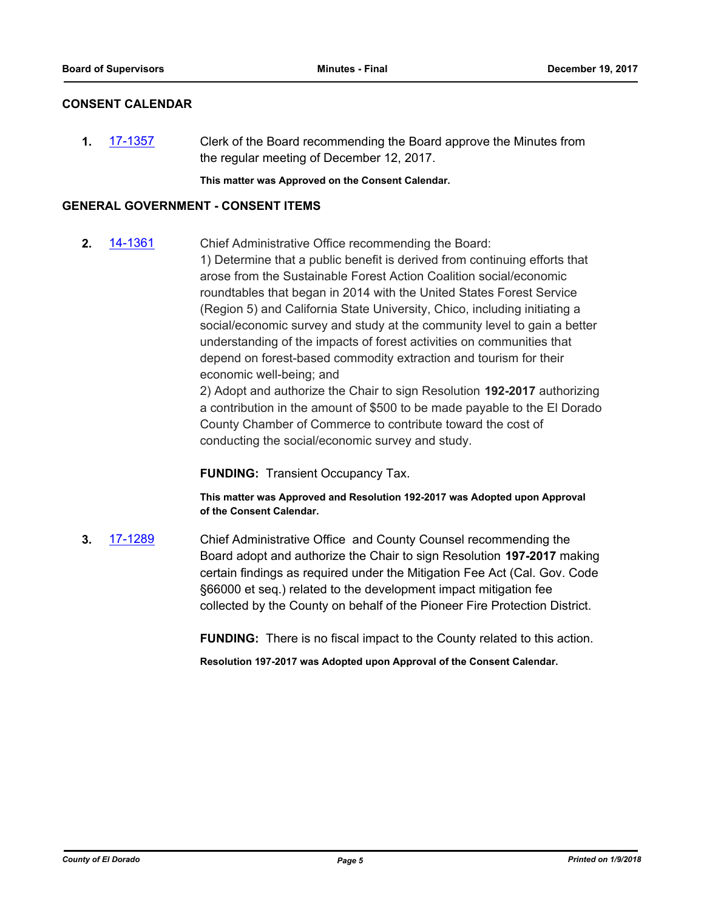## CONSENT CALENDAR

**1.** [17-1357] Clerk of the Board recommending the Board approve the Minutes from the regular meeting of December 12, 2017.

**This matter was Approved on the Consent Calendar.**

## GENERAL GOVERNMENT - CONSENT ITEMS

**2.** [14-1361] Chief Administrative Office recommending the Board:

1) Determine that a public benefit is derived from continuing efforts that arose from the Sustainable Forest Action Coalition social/economic roundtables that began in 2014 with the United States Forest Service (Region 5) and California State University, Chico, including initiating a social/economic survey and study at the community level to gain a better understanding of the impacts of forest activities on communities that depend on forest-based commodity extraction and tourism for their economic well-being; and

2) Adopt and authorize the Chair to sign Resolution **192-2017** authorizing a contribution in the amount of $500 to be made payable to the El Dorado County Chamber of Commerce to contribute toward the cost of conducting the social/economic survey and study.

**FUNDING:** Transient Occupancy Tax.

**This matter was Approved and Resolution 192-2017 was Adopted upon Approval of the Consent Calendar.**

**3.** [17-1289] Chief Administrative Office and County Counsel recommending the Board adopt and authorize the Chair to sign Resolution **197-2017** making certain findings as required under the Mitigation Fee Act (Cal. Gov. Code §66000 et seq.) related to the development impact mitigation fee collected by the County on behalf of the Pioneer Fire Protection District.

**FUNDING:** There is no fiscal impact to the County related to this action.

**Resolution 197-2017 was Adopted upon Approval of the Consent Calendar.**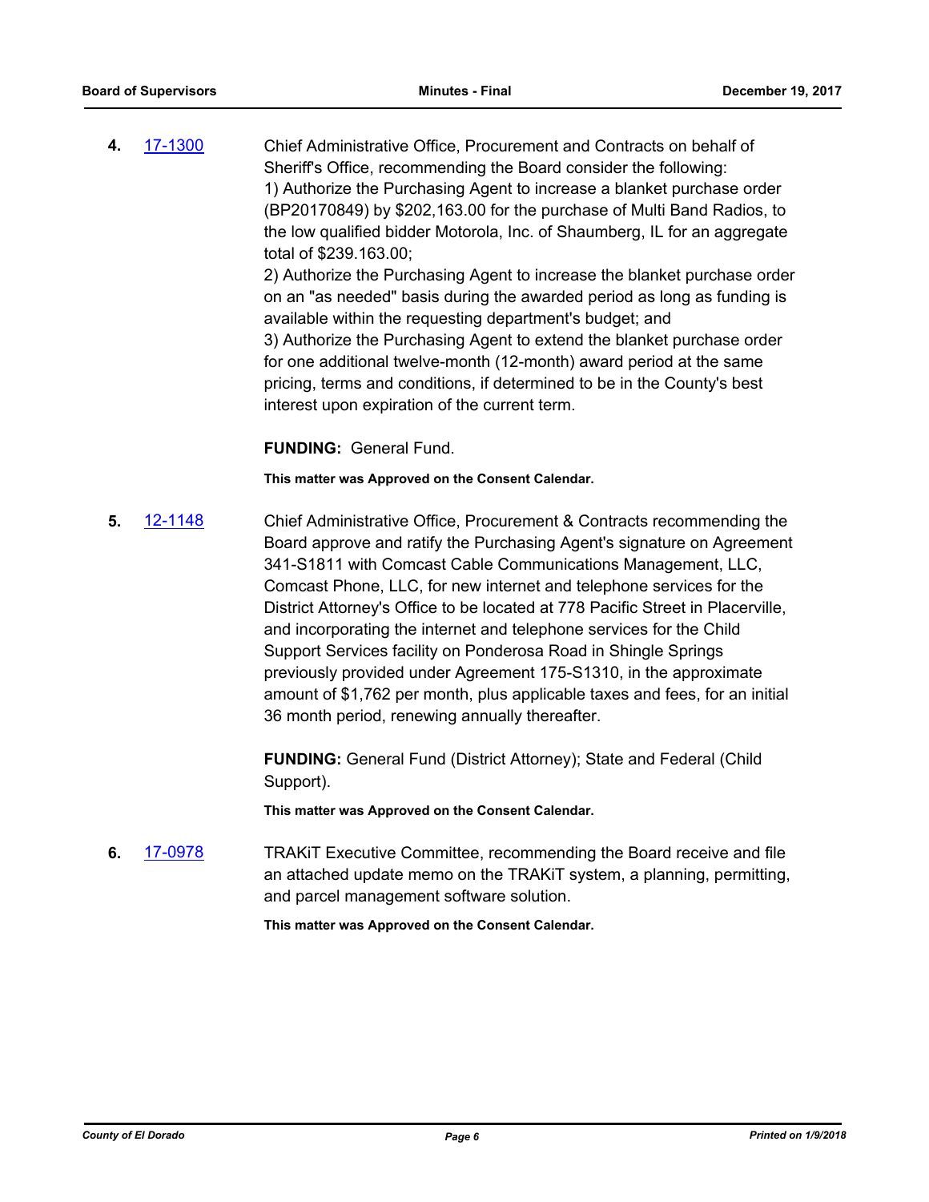**4.** 17-1300 Chief Administrative Office, Procurement and Contracts on behalf of Sheriff's Office, recommending the Board consider the following:
1) Authorize the Purchasing Agent to increase a blanket purchase order (BP20170849) by $202,163.00 for the purchase of Multi Band Radios, to the low qualified bidder Motorola, Inc. of Shaumberg, IL for an aggregate total of $239.163.00;
2) Authorize the Purchasing Agent to increase the blanket purchase order on an "as needed" basis during the awarded period as long as funding is available within the requesting department's budget; and
3) Authorize the Purchasing Agent to extend the blanket purchase order for one additional twelve-month (12-month) award period at the same pricing, terms and conditions, if determined to be in the County's best interest upon expiration of the current term.

**FUNDING:** General Fund.

**This matter was Approved on the Consent Calendar.**

**5.** 12-1148 Chief Administrative Office, Procurement & Contracts recommending the Board approve and ratify the Purchasing Agent's signature on Agreement 341-S1811 with Comcast Cable Communications Management, LLC, Comcast Phone, LLC, for new internet and telephone services for the District Attorney's Office to be located at 778 Pacific Street in Placerville, and incorporating the internet and telephone services for the Child Support Services facility on Ponderosa Road in Shingle Springs previously provided under Agreement 175-S1310, in the approximate amount of $1,762 per month, plus applicable taxes and fees, for an initial 36 month period, renewing annually thereafter.

**FUNDING:** General Fund (District Attorney); State and Federal (Child Support).

**This matter was Approved on the Consent Calendar.**

**6.** 17-0978 TRAKiT Executive Committee, recommending the Board receive and file an attached update memo on the TRAKiT system, a planning, permitting, and parcel management software solution.

**This matter was Approved on the Consent Calendar.**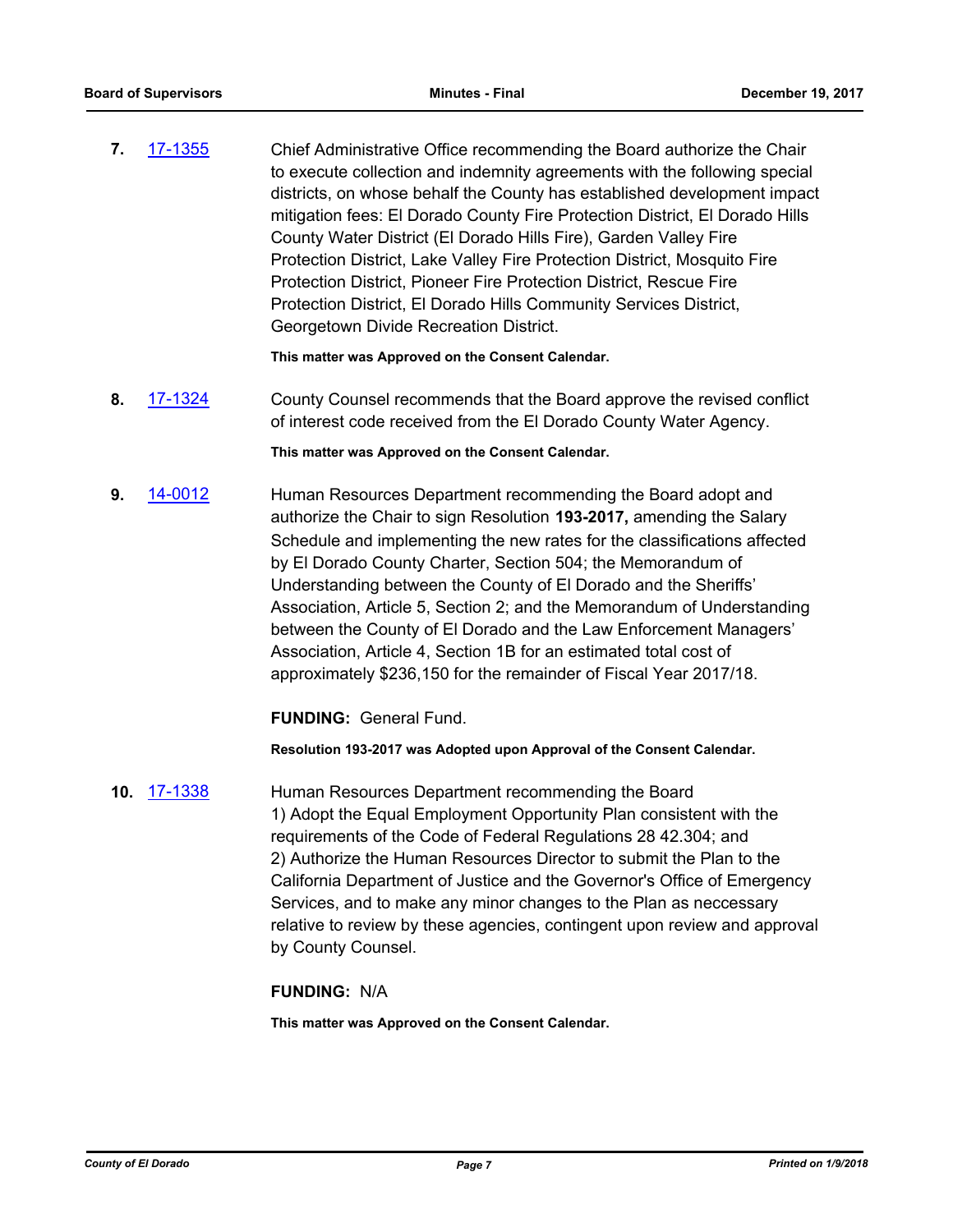**7.** [17-1355] Chief Administrative Office recommending the Board authorize the Chair to execute collection and indemnity agreements with the following special districts, on whose behalf the County has established development impact mitigation fees: El Dorado County Fire Protection District, El Dorado Hills County Water District (El Dorado Hills Fire), Garden Valley Fire Protection District, Lake Valley Fire Protection District, Mosquito Fire Protection District, Pioneer Fire Protection District, Rescue Fire Protection District, El Dorado Hills Community Services District, Georgetown Divide Recreation District.

**This matter was Approved on the Consent Calendar.**

**8.** [17-1324] County Counsel recommends that the Board approve the revised conflict of interest code received from the El Dorado County Water Agency.

**This matter was Approved on the Consent Calendar.**

**9.** [14-0012] Human Resources Department recommending the Board adopt and authorize the Chair to sign Resolution **193-2017,** amending the Salary Schedule and implementing the new rates for the classifications affected by El Dorado County Charter, Section 504; the Memorandum of Understanding between the County of El Dorado and the Sheriffs' Association, Article 5, Section 2; and the Memorandum of Understanding between the County of El Dorado and the Law Enforcement Managers' Association, Article 4, Section 1B for an estimated total cost of approximately $236,150 for the remainder of Fiscal Year 2017/18.

**FUNDING:** General Fund.

**Resolution 193-2017 was Adopted upon Approval of the Consent Calendar.**

**10.** [17-1338] Human Resources Department recommending the Board
1) Adopt the Equal Employment Opportunity Plan consistent with the requirements of the Code of Federal Regulations 28 42.304; and
2) Authorize the Human Resources Director to submit the Plan to the California Department of Justice and the Governor's Office of Emergency Services, and to make any minor changes to the Plan as neccessary relative to review by these agencies, contingent upon review and approval by County Counsel.

**FUNDING:** N/A

**This matter was Approved on the Consent Calendar.**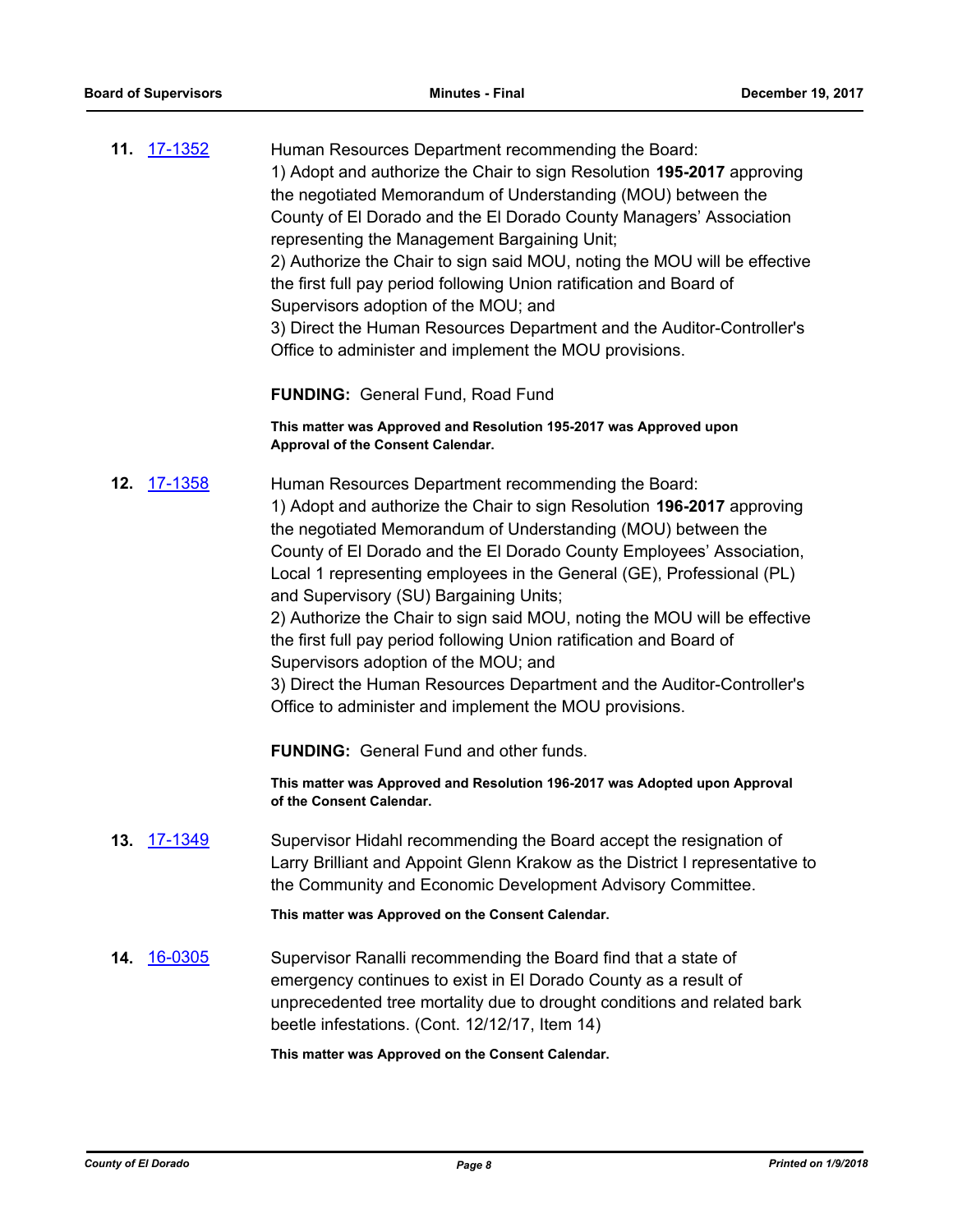**11.** [17-1352](17-1352)

Human Resources Department recommending the Board:
1) Adopt and authorize the Chair to sign Resolution **195-2017** approving the negotiated Memorandum of Understanding (MOU) between the County of El Dorado and the El Dorado County Managers' Association representing the Management Bargaining Unit;
2) Authorize the Chair to sign said MOU, noting the MOU will be effective the first full pay period following Union ratification and Board of Supervisors adoption of the MOU; and
3) Direct the Human Resources Department and the Auditor-Controller's Office to administer and implement the MOU provisions.

**FUNDING:** General Fund, Road Fund

**This matter was Approved and Resolution 195-2017 was Approved upon Approval of the Consent Calendar.**

**12.** [17-1358](17-1358)

Human Resources Department recommending the Board:
1) Adopt and authorize the Chair to sign Resolution **196-2017** approving the negotiated Memorandum of Understanding (MOU) between the County of El Dorado and the El Dorado County Employees' Association, Local 1 representing employees in the General (GE), Professional (PL) and Supervisory (SU) Bargaining Units;
2) Authorize the Chair to sign said MOU, noting the MOU will be effective the first full pay period following Union ratification and Board of Supervisors adoption of the MOU; and
3) Direct the Human Resources Department and the Auditor-Controller's Office to administer and implement the MOU provisions.

**FUNDING:** General Fund and other funds.

**This matter was Approved and Resolution 196-2017 was Adopted upon Approval of the Consent Calendar.**

**13.** [17-1349](17-1349)

Supervisor Hidahl recommending the Board accept the resignation of Larry Brilliant and Appoint Glenn Krakow as the District I representative to the Community and Economic Development Advisory Committee.

**This matter was Approved on the Consent Calendar.**

**14.** [16-0305](16-0305)

Supervisor Ranalli recommending the Board find that a state of emergency continues to exist in El Dorado County as a result of unprecedented tree mortality due to drought conditions and related bark beetle infestations. (Cont. 12/12/17, Item 14)

**This matter was Approved on the Consent Calendar.**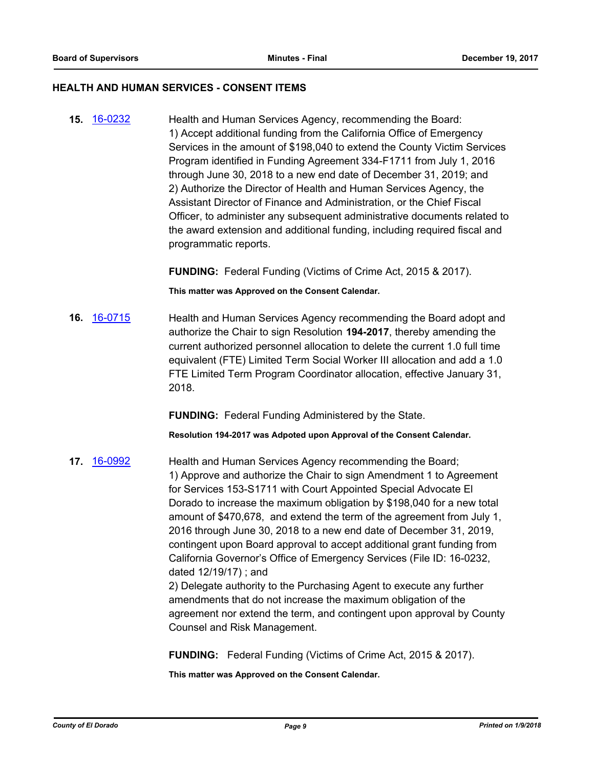## HEALTH AND HUMAN SERVICES - CONSENT ITEMS

**15.** [16-0232](16-0232) Health and Human Services Agency, recommending the Board:
1) Accept additional funding from the California Office of Emergency Services in the amount of $198,040 to extend the County Victim Services Program identified in Funding Agreement 334-F1711 from July 1, 2016 through June 30, 2018 to a new end date of December 31, 2019; and
2) Authorize the Director of Health and Human Services Agency, the Assistant Director of Finance and Administration, or the Chief Fiscal Officer, to administer any subsequent administrative documents related to the award extension and additional funding, including required fiscal and programmatic reports.

**FUNDING:** Federal Funding (Victims of Crime Act, 2015 & 2017).

**This matter was Approved on the Consent Calendar.**

**16.** [16-0715](16-0715) Health and Human Services Agency recommending the Board adopt and authorize the Chair to sign Resolution **194-2017**, thereby amending the current authorized personnel allocation to delete the current 1.0 full time equivalent (FTE) Limited Term Social Worker III allocation and add a 1.0 FTE Limited Term Program Coordinator allocation, effective January 31, 2018.

**FUNDING:** Federal Funding Administered by the State.

**Resolution 194-2017 was Adpoted upon Approval of the Consent Calendar.**

**17.** [16-0992](16-0992) Health and Human Services Agency recommending the Board;
1) Approve and authorize the Chair to sign Amendment 1 to Agreement for Services 153-S1711 with Court Appointed Special Advocate El Dorado to increase the maximum obligation by $198,040 for a new total amount of $470,678, and extend the term of the agreement from July 1, 2016 through June 30, 2018 to a new end date of December 31, 2019, contingent upon Board approval to accept additional grant funding from California Governor's Office of Emergency Services (File ID: 16-0232, dated 12/19/17) ; and
2) Delegate authority to the Purchasing Agent to execute any further amendments that do not increase the maximum obligation of the agreement nor extend the term, and contingent upon approval by County Counsel and Risk Management.

**FUNDING:** Federal Funding (Victims of Crime Act, 2015 & 2017).

**This matter was Approved on the Consent Calendar.**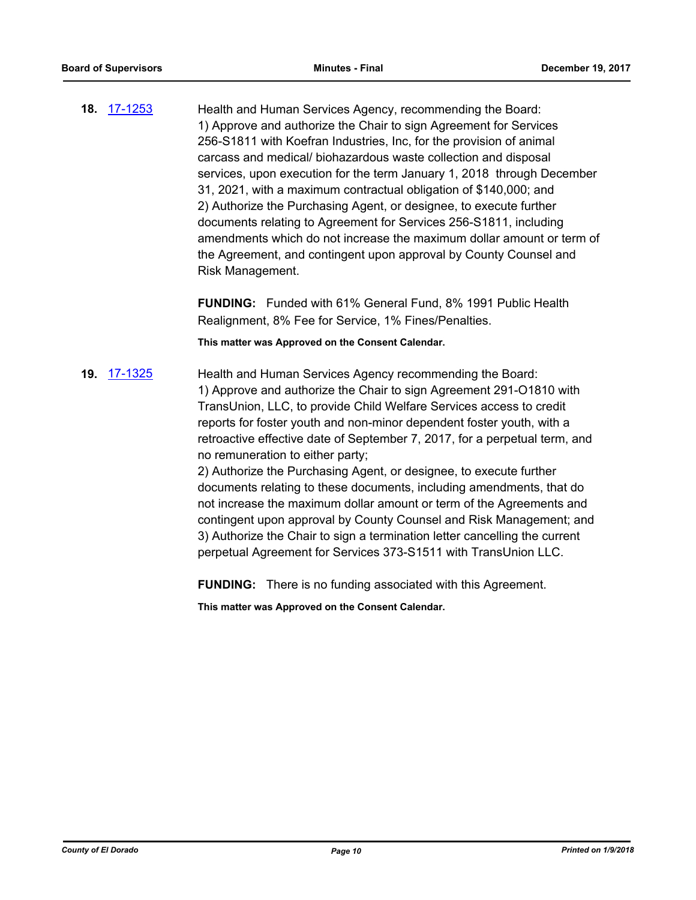**18.** [17-1253](17-1253)

Health and Human Services Agency, recommending the Board:
1) Approve and authorize the Chair to sign Agreement for Services 256-S1811 with Koefran Industries, Inc, for the provision of animal carcass and medical/ biohazardous waste collection and disposal services, upon execution for the term January 1, 2018 through December 31, 2021, with a maximum contractual obligation of $140,000; and
2) Authorize the Purchasing Agent, or designee, to execute further documents relating to Agreement for Services 256-S1811, including amendments which do not increase the maximum dollar amount or term of the Agreement, and contingent upon approval by County Counsel and Risk Management.

**FUNDING:** Funded with 61% General Fund, 8% 1991 Public Health Realignment, 8% Fee for Service, 1% Fines/Penalties.

**This matter was Approved on the Consent Calendar.**

**19.** [17-1325](17-1325)

Health and Human Services Agency recommending the Board:
1) Approve and authorize the Chair to sign Agreement 291-O1810 with TransUnion, LLC, to provide Child Welfare Services access to credit reports for foster youth and non-minor dependent foster youth, with a retroactive effective date of September 7, 2017, for a perpetual term, and no remuneration to either party;
2) Authorize the Purchasing Agent, or designee, to execute further documents relating to these documents, including amendments, that do not increase the maximum dollar amount or term of the Agreements and contingent upon approval by County Counsel and Risk Management; and
3) Authorize the Chair to sign a termination letter cancelling the current perpetual Agreement for Services 373-S1511 with TransUnion LLC.

**FUNDING:** There is no funding associated with this Agreement.

**This matter was Approved on the Consent Calendar.**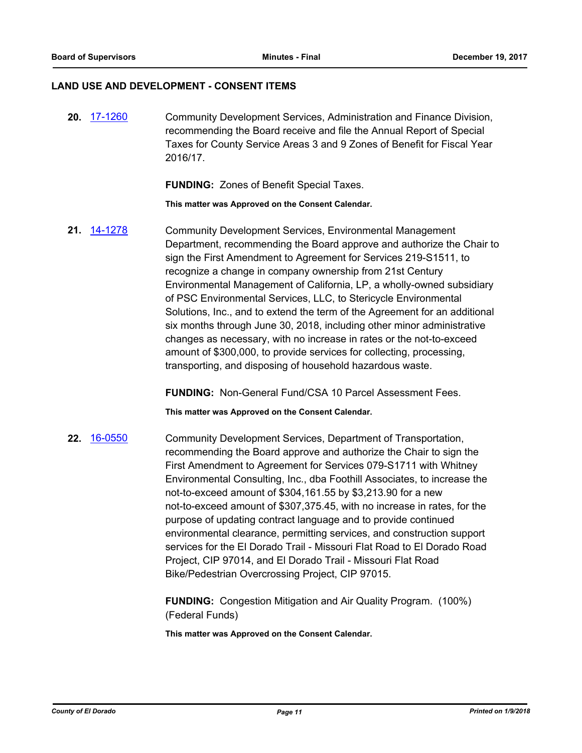## LAND USE AND DEVELOPMENT - CONSENT ITEMS

**20.** 17-1260 Community Development Services, Administration and Finance Division, recommending the Board receive and file the Annual Report of Special Taxes for County Service Areas 3 and 9 Zones of Benefit for Fiscal Year 2016/17.

**FUNDING:** Zones of Benefit Special Taxes.

**This matter was Approved on the Consent Calendar.**

**21.** 14-1278 Community Development Services, Environmental Management Department, recommending the Board approve and authorize the Chair to sign the First Amendment to Agreement for Services 219-S1511, to recognize a change in company ownership from 21st Century Environmental Management of California, LP, a wholly-owned subsidiary of PSC Environmental Services, LLC, to Stericycle Environmental Solutions, Inc., and to extend the term of the Agreement for an additional six months through June 30, 2018, including other minor administrative changes as necessary, with no increase in rates or the not-to-exceed amount of $300,000, to provide services for collecting, processing, transporting, and disposing of household hazardous waste.

**FUNDING:** Non-General Fund/CSA 10 Parcel Assessment Fees.

**This matter was Approved on the Consent Calendar.**

**22.** 16-0550 Community Development Services, Department of Transportation, recommending the Board approve and authorize the Chair to sign the First Amendment to Agreement for Services 079-S1711 with Whitney Environmental Consulting, Inc., dba Foothill Associates, to increase the not-to-exceed amount of $304,161.55 by $3,213.90 for a new not-to-exceed amount of $307,375.45, with no increase in rates, for the purpose of updating contract language and to provide continued environmental clearance, permitting services, and construction support services for the El Dorado Trail - Missouri Flat Road to El Dorado Road Project, CIP 97014, and El Dorado Trail - Missouri Flat Road Bike/Pedestrian Overcrossing Project, CIP 97015.

**FUNDING:** Congestion Mitigation and Air Quality Program. (100%) (Federal Funds)

**This matter was Approved on the Consent Calendar.**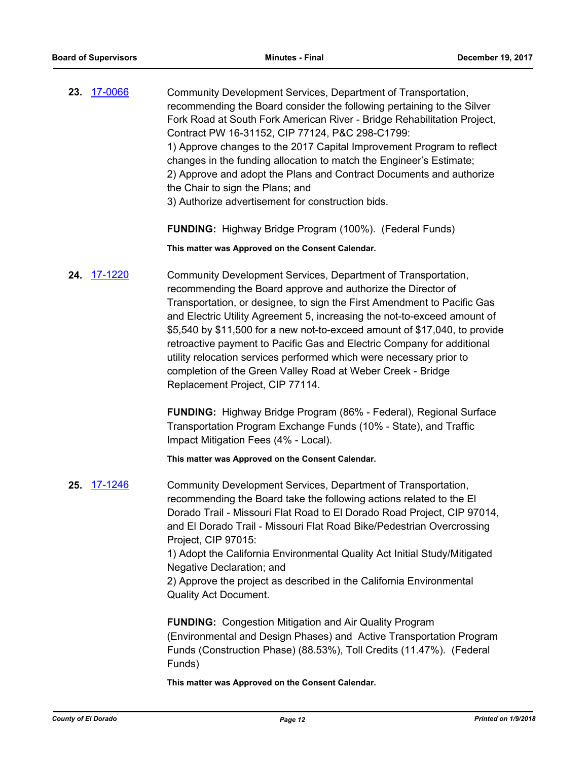**23.** [17-0066](17-0066)

Community Development Services, Department of Transportation, recommending the Board consider the following pertaining to the Silver Fork Road at South Fork American River - Bridge Rehabilitation Project, Contract PW 16-31152, CIP 77124, P&C 298-C1799:
1) Approve changes to the 2017 Capital Improvement Program to reflect changes in the funding allocation to match the Engineer's Estimate;
2) Approve and adopt the Plans and Contract Documents and authorize the Chair to sign the Plans; and
3) Authorize advertisement for construction bids.

**FUNDING:** Highway Bridge Program (100%). (Federal Funds)

**This matter was Approved on the Consent Calendar.**

**24.** [17-1220](17-1220)

Community Development Services, Department of Transportation, recommending the Board approve and authorize the Director of Transportation, or designee, to sign the First Amendment to Pacific Gas and Electric Utility Agreement 5, increasing the not-to-exceed amount of $5,540 by $11,500 for a new not-to-exceed amount of $17,040, to provide retroactive payment to Pacific Gas and Electric Company for additional utility relocation services performed which were necessary prior to completion of the Green Valley Road at Weber Creek - Bridge Replacement Project, CIP 77114.

**FUNDING:** Highway Bridge Program (86% - Federal), Regional Surface Transportation Program Exchange Funds (10% - State), and Traffic Impact Mitigation Fees (4% - Local).

**This matter was Approved on the Consent Calendar.**

**25.** [17-1246](17-1246)

Community Development Services, Department of Transportation, recommending the Board take the following actions related to the El Dorado Trail - Missouri Flat Road to El Dorado Road Project, CIP 97014, and El Dorado Trail - Missouri Flat Road Bike/Pedestrian Overcrossing Project, CIP 97015:
1) Adopt the California Environmental Quality Act Initial Study/Mitigated Negative Declaration; and
2) Approve the project as described in the California Environmental Quality Act Document.

**FUNDING:** Congestion Mitigation and Air Quality Program (Environmental and Design Phases) and Active Transportation Program Funds (Construction Phase) (88.53%), Toll Credits (11.47%). (Federal Funds)

**This matter was Approved on the Consent Calendar.**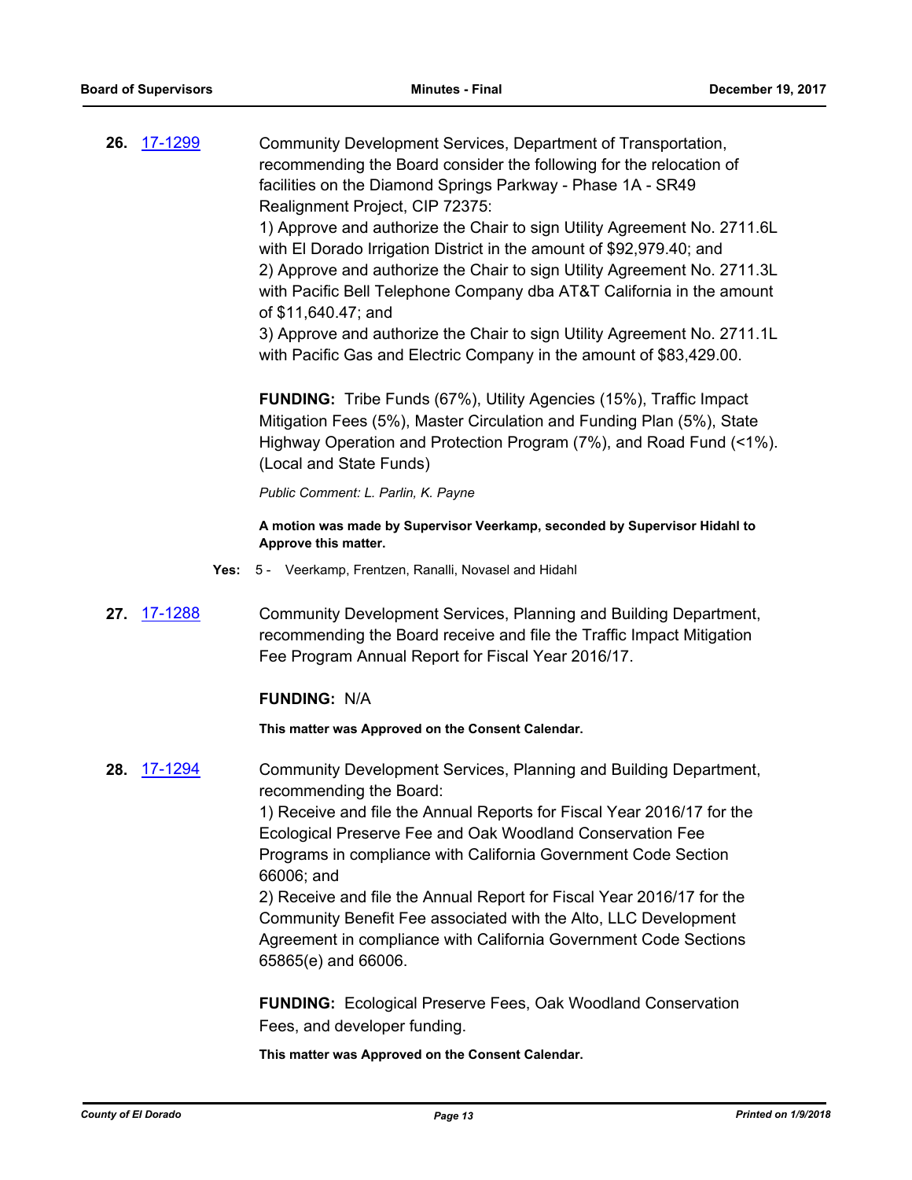**26.** 17-1299

Community Development Services, Department of Transportation, recommending the Board consider the following for the relocation of facilities on the Diamond Springs Parkway - Phase 1A - SR49 Realignment Project, CIP 72375:
1) Approve and authorize the Chair to sign Utility Agreement No. 2711.6L with El Dorado Irrigation District in the amount of $92,979.40; and
2) Approve and authorize the Chair to sign Utility Agreement No. 2711.3L with Pacific Bell Telephone Company dba AT&T California in the amount of $11,640.47; and
3) Approve and authorize the Chair to sign Utility Agreement No. 2711.1L with Pacific Gas and Electric Company in the amount of $83,429.00.

**FUNDING:** Tribe Funds (67%), Utility Agencies (15%), Traffic Impact Mitigation Fees (5%), Master Circulation and Funding Plan (5%), State Highway Operation and Protection Program (7%), and Road Fund (<1%). (Local and State Funds)

*Public Comment: L. Parlin, K. Payne*

**A motion was made by Supervisor Veerkamp, seconded by Supervisor Hidahl to Approve this matter.**

**Yes:** 5 - Veerkamp, Frentzen, Ranalli, Novasel and Hidahl

**27.** 17-1288

Community Development Services, Planning and Building Department, recommending the Board receive and file the Traffic Impact Mitigation Fee Program Annual Report for Fiscal Year 2016/17.

**FUNDING:** N/A

**This matter was Approved on the Consent Calendar.**

**28.** 17-1294

Community Development Services, Planning and Building Department, recommending the Board:
1) Receive and file the Annual Reports for Fiscal Year 2016/17 for the Ecological Preserve Fee and Oak Woodland Conservation Fee Programs in compliance with California Government Code Section 66006; and
2) Receive and file the Annual Report for Fiscal Year 2016/17 for the Community Benefit Fee associated with the Alto, LLC Development Agreement in compliance with California Government Code Sections 65865(e) and 66006.

**FUNDING:** Ecological Preserve Fees, Oak Woodland Conservation Fees, and developer funding.

**This matter was Approved on the Consent Calendar.**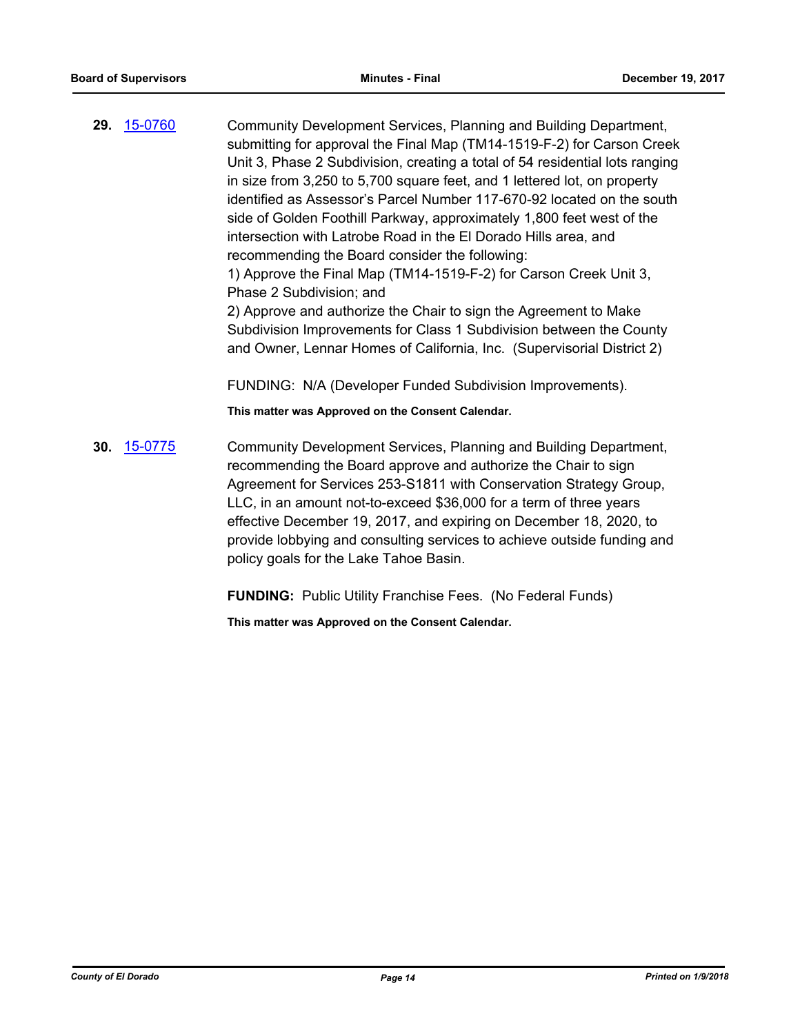**29.** 15-0760

Community Development Services, Planning and Building Department, submitting for approval the Final Map (TM14-1519-F-2) for Carson Creek Unit 3, Phase 2 Subdivision, creating a total of 54 residential lots ranging in size from 3,250 to 5,700 square feet, and 1 lettered lot, on property identified as Assessor's Parcel Number 117-670-92 located on the south side of Golden Foothill Parkway, approximately 1,800 feet west of the intersection with Latrobe Road in the El Dorado Hills area, and recommending the Board consider the following:
1) Approve the Final Map (TM14-1519-F-2) for Carson Creek Unit 3, Phase 2 Subdivision; and
2) Approve and authorize the Chair to sign the Agreement to Make Subdivision Improvements for Class 1 Subdivision between the County and Owner, Lennar Homes of California, Inc. (Supervisorial District 2)

FUNDING: N/A (Developer Funded Subdivision Improvements).

**This matter was Approved on the Consent Calendar.**

**30.** 15-0775

Community Development Services, Planning and Building Department, recommending the Board approve and authorize the Chair to sign Agreement for Services 253-S1811 with Conservation Strategy Group, LLC, in an amount not-to-exceed $36,000 for a term of three years effective December 19, 2017, and expiring on December 18, 2020, to provide lobbying and consulting services to achieve outside funding and policy goals for the Lake Tahoe Basin.

**FUNDING:** Public Utility Franchise Fees. (No Federal Funds)

**This matter was Approved on the Consent Calendar.**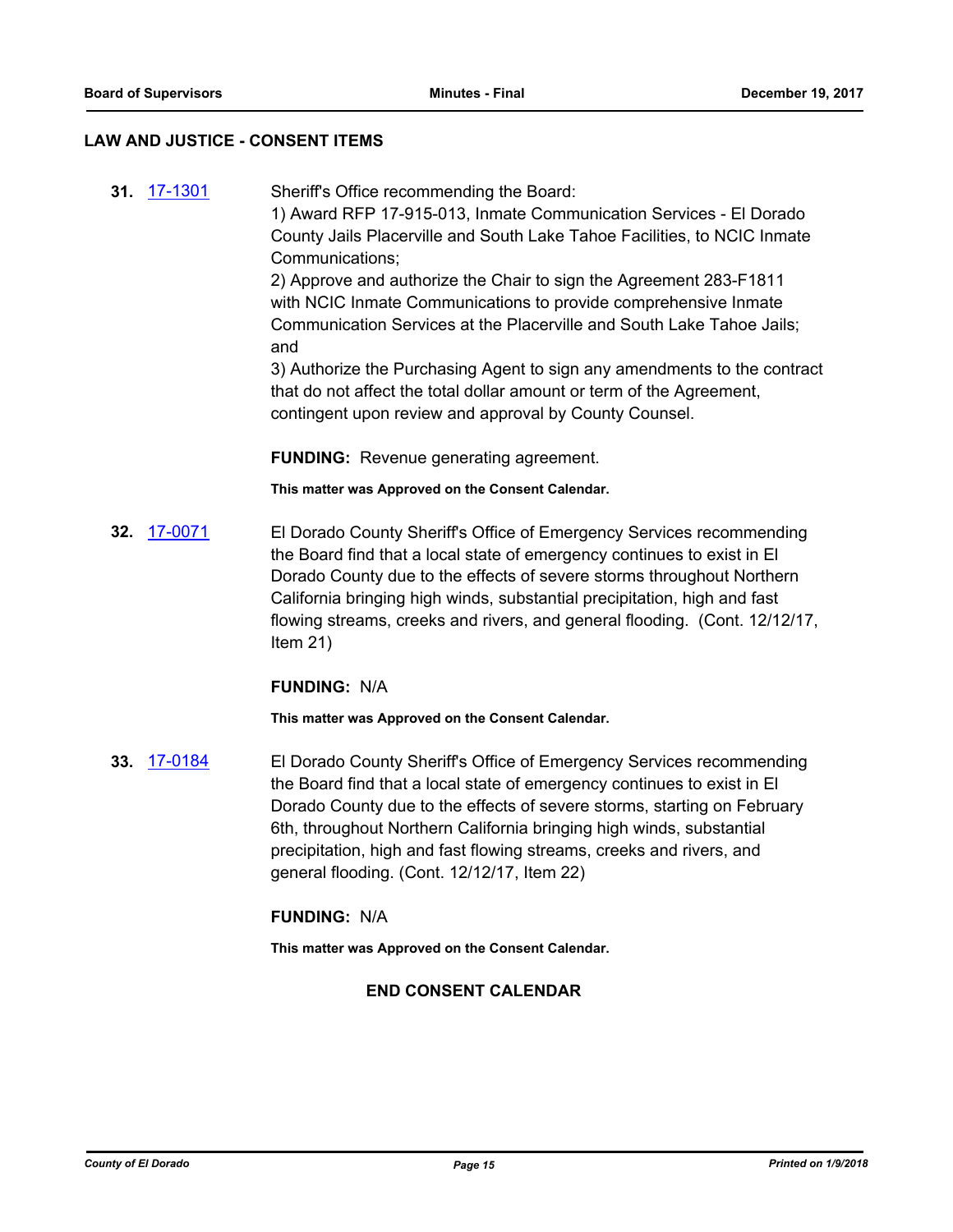## LAW AND JUSTICE - CONSENT ITEMS

**31.** 17-1301

Sheriff's Office recommending the Board:
1) Award RFP 17-915-013, Inmate Communication Services - El Dorado County Jails Placerville and South Lake Tahoe Facilities, to NCIC Inmate Communications;
2) Approve and authorize the Chair to sign the Agreement 283-F1811 with NCIC Inmate Communications to provide comprehensive Inmate Communication Services at the Placerville and South Lake Tahoe Jails; and
3) Authorize the Purchasing Agent to sign any amendments to the contract that do not affect the total dollar amount or term of the Agreement, contingent upon review and approval by County Counsel.

**FUNDING:** Revenue generating agreement.

**This matter was Approved on the Consent Calendar.**

**32.** 17-0071

El Dorado County Sheriff's Office of Emergency Services recommending the Board find that a local state of emergency continues to exist in El Dorado County due to the effects of severe storms throughout Northern California bringing high winds, substantial precipitation, high and fast flowing streams, creeks and rivers, and general flooding. (Cont. 12/12/17, Item 21)

**FUNDING:** N/A

**This matter was Approved on the Consent Calendar.**

**33.** 17-0184

El Dorado County Sheriff's Office of Emergency Services recommending the Board find that a local state of emergency continues to exist in El Dorado County due to the effects of severe storms, starting on February 6th, throughout Northern California bringing high winds, substantial precipitation, high and fast flowing streams, creeks and rivers, and general flooding. (Cont. 12/12/17, Item 22)

**FUNDING:** N/A

**This matter was Approved on the Consent Calendar.**

**END CONSENT CALENDAR**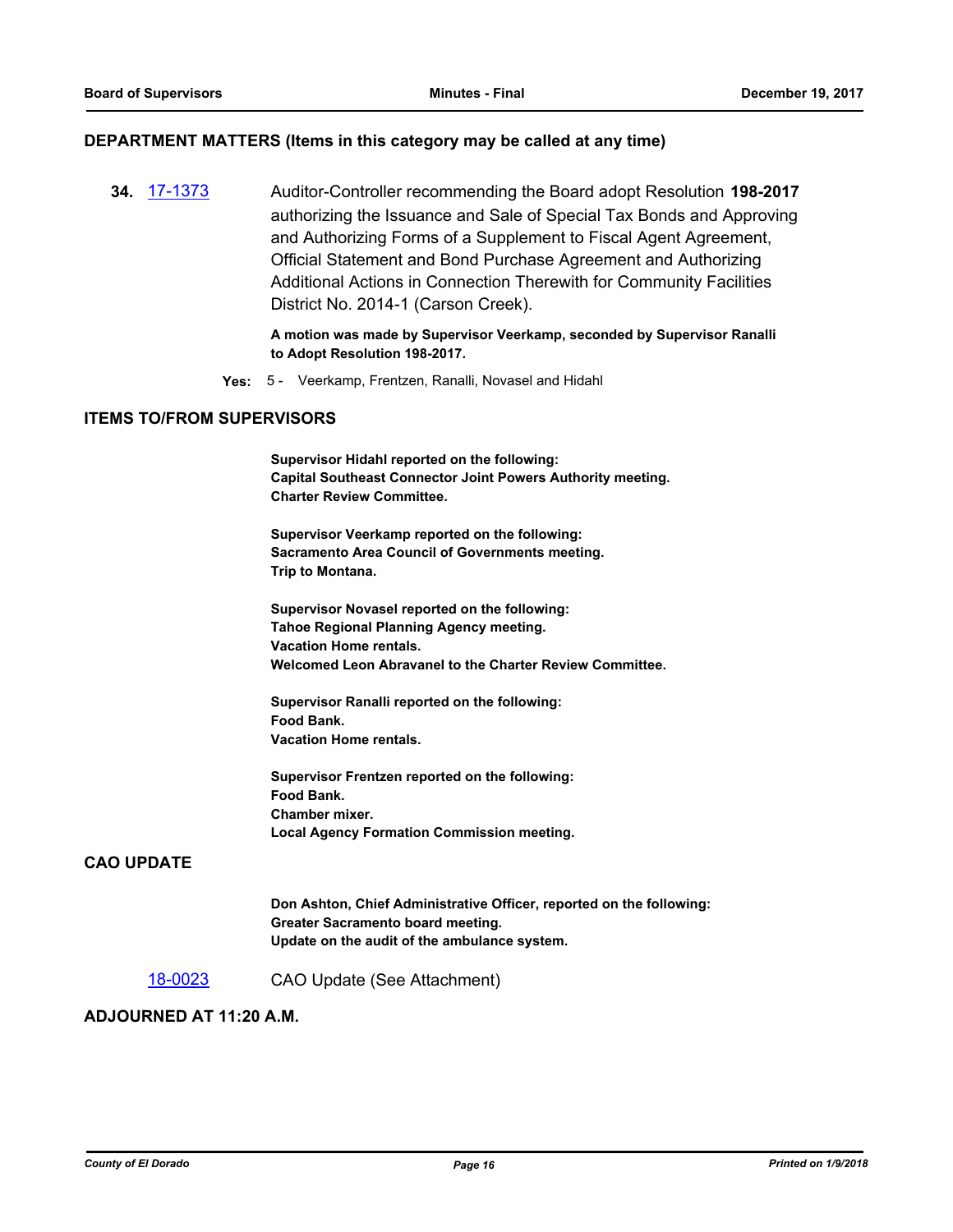## DEPARTMENT MATTERS (Items in this category may be called at any time)

**34.** [17-1373] Auditor-Controller recommending the Board adopt Resolution **198-2017** authorizing the Issuance and Sale of Special Tax Bonds and Approving and Authorizing Forms of a Supplement to Fiscal Agent Agreement, Official Statement and Bond Purchase Agreement and Authorizing Additional Actions in Connection Therewith for Community Facilities District No. 2014-1 (Carson Creek).

**A motion was made by Supervisor Veerkamp, seconded by Supervisor Ranalli to Adopt Resolution 198-2017.**

**Yes:** 5 - Veerkamp, Frentzen, Ranalli, Novasel and Hidahl

## ITEMS TO/FROM SUPERVISORS

**Supervisor Hidahl reported on the following:**
**Capital Southeast Connector Joint Powers Authority meeting.**
**Charter Review Committee.**

**Supervisor Veerkamp reported on the following:**
**Sacramento Area Council of Governments meeting.**
**Trip to Montana.**

**Supervisor Novasel reported on the following:**
**Tahoe Regional Planning Agency meeting.**
**Vacation Home rentals.**
**Welcomed Leon Abravanel to the Charter Review Committee.**

**Supervisor Ranalli reported on the following:**
**Food Bank.**
**Vacation Home rentals.**

**Supervisor Frentzen reported on the following:**
**Food Bank.**
**Chamber mixer.**
**Local Agency Formation Commission meeting.**

## CAO UPDATE

**Don Ashton, Chief Administrative Officer, reported on the following:**
**Greater Sacramento board meeting.**
**Update on the audit of the ambulance system.**

[18-0023] CAO Update (See Attachment)

## ADJOURNED AT 11:20 A.M.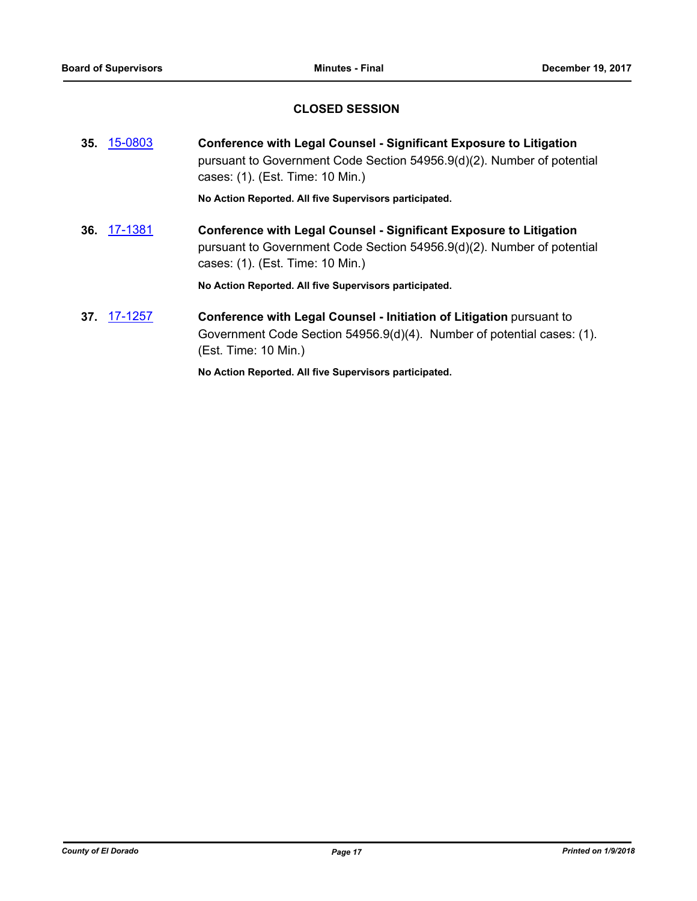## CLOSED SESSION

**35.** 15-0803 **Conference with Legal Counsel - Significant Exposure to Litigation** pursuant to Government Code Section 54956.9(d)(2). Number of potential cases: (1). (Est. Time: 10 Min.)

**No Action Reported. All five Supervisors participated.**

**36.** 17-1381 **Conference with Legal Counsel - Significant Exposure to Litigation** pursuant to Government Code Section 54956.9(d)(2). Number of potential cases: (1). (Est. Time: 10 Min.)

**No Action Reported. All five Supervisors participated.**

**37.** 17-1257 **Conference with Legal Counsel - Initiation of Litigation** pursuant to Government Code Section 54956.9(d)(4). Number of potential cases: (1). (Est. Time: 10 Min.)

**No Action Reported. All five Supervisors participated.**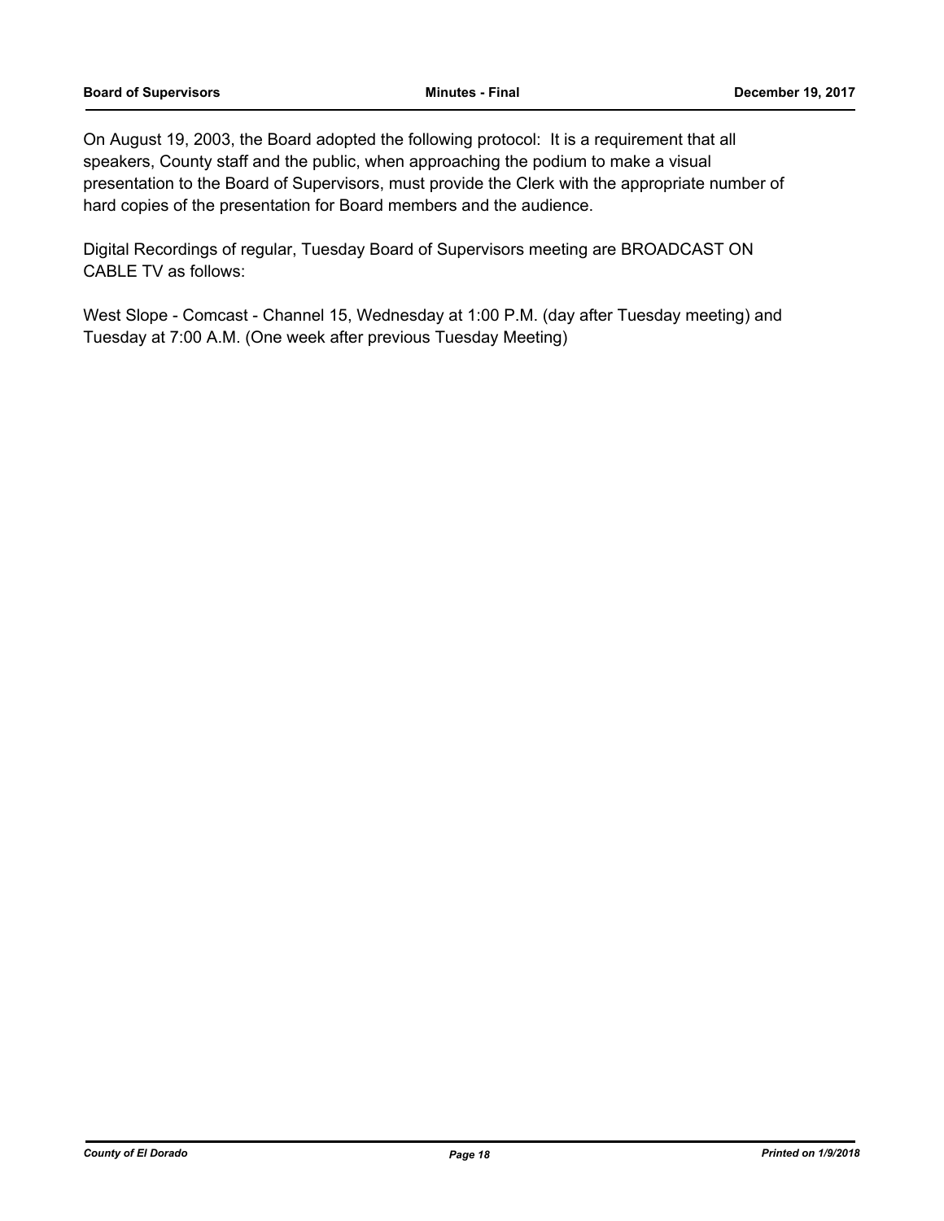On August 19, 2003, the Board adopted the following protocol: It is a requirement that all speakers, County staff and the public, when approaching the podium to make a visual presentation to the Board of Supervisors, must provide the Clerk with the appropriate number of hard copies of the presentation for Board members and the audience.

Digital Recordings of regular, Tuesday Board of Supervisors meeting are BROADCAST ON CABLE TV as follows:

West Slope - Comcast - Channel 15, Wednesday at 1:00 P.M. (day after Tuesday meeting) and Tuesday at 7:00 A.M. (One week after previous Tuesday Meeting)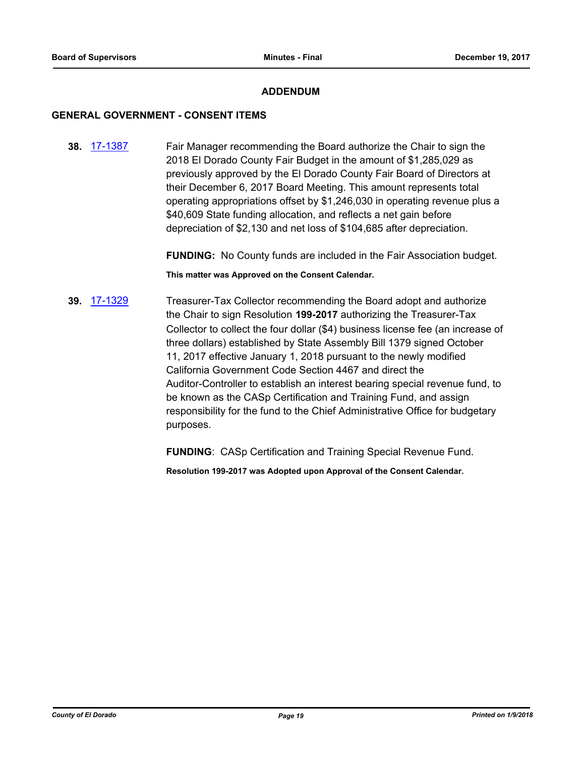## ADDENDUM

### GENERAL GOVERNMENT - CONSENT ITEMS

**38.** [17-1387](17-1387) Fair Manager recommending the Board authorize the Chair to sign the 2018 El Dorado County Fair Budget in the amount of $1,285,029 as previously approved by the El Dorado County Fair Board of Directors at their December 6, 2017 Board Meeting. This amount represents total operating appropriations offset by $1,246,030 in operating revenue plus a $40,609 State funding allocation, and reflects a net gain before depreciation of $2,130 and net loss of $104,685 after depreciation.

**FUNDING:** No County funds are included in the Fair Association budget.

**This matter was Approved on the Consent Calendar.**

**39.** [17-1329](17-1329) Treasurer-Tax Collector recommending the Board adopt and authorize the Chair to sign Resolution **199-2017** authorizing the Treasurer-Tax Collector to collect the four dollar ($4) business license fee (an increase of three dollars) established by State Assembly Bill 1379 signed October 11, 2017 effective January 1, 2018 pursuant to the newly modified California Government Code Section 4467 and direct the Auditor-Controller to establish an interest bearing special revenue fund, to be known as the CASp Certification and Training Fund, and assign responsibility for the fund to the Chief Administrative Office for budgetary purposes.

**FUNDING**: CASp Certification and Training Special Revenue Fund.

**Resolution 199-2017 was Adopted upon Approval of the Consent Calendar.**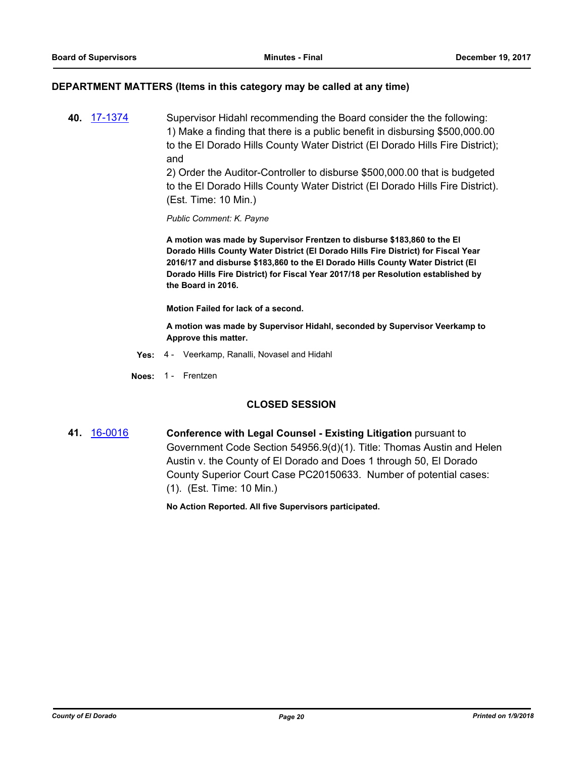## DEPARTMENT MATTERS (Items in this category may be called at any time)

**40.** [17-1374](#) Supervisor Hidahl recommending the Board consider the the following:
1) Make a finding that there is a public benefit in disbursing $500,000.00 to the El Dorado Hills County Water District (El Dorado Hills Fire District); and
2) Order the Auditor-Controller to disburse $500,000.00 that is budgeted to the El Dorado Hills County Water District (El Dorado Hills Fire District). (Est. Time: 10 Min.)

*Public Comment: K. Payne*

**A motion was made by Supervisor Frentzen to disburse $183,860 to the El Dorado Hills County Water District (El Dorado Hills Fire District) for Fiscal Year 2016/17 and disburse $183,860 to the El Dorado Hills County Water District (El Dorado Hills Fire District) for Fiscal Year 2017/18 per Resolution established by the Board in 2016.**

**Motion Failed for lack of a second.**

**A motion was made by Supervisor Hidahl, seconded by Supervisor Veerkamp to Approve this matter.**

**Yes:** 4 - Veerkamp, Ranalli, Novasel and Hidahl

**Noes:** 1 - Frentzen

## CLOSED SESSION

**41.** [16-0016](#) **Conference with Legal Counsel - Existing Litigation** pursuant to Government Code Section 54956.9(d)(1). Title: Thomas Austin and Helen Austin v. the County of El Dorado and Does 1 through 50, El Dorado County Superior Court Case PC20150633. Number of potential cases: (1). (Est. Time: 10 Min.)

**No Action Reported. All five Supervisors participated.**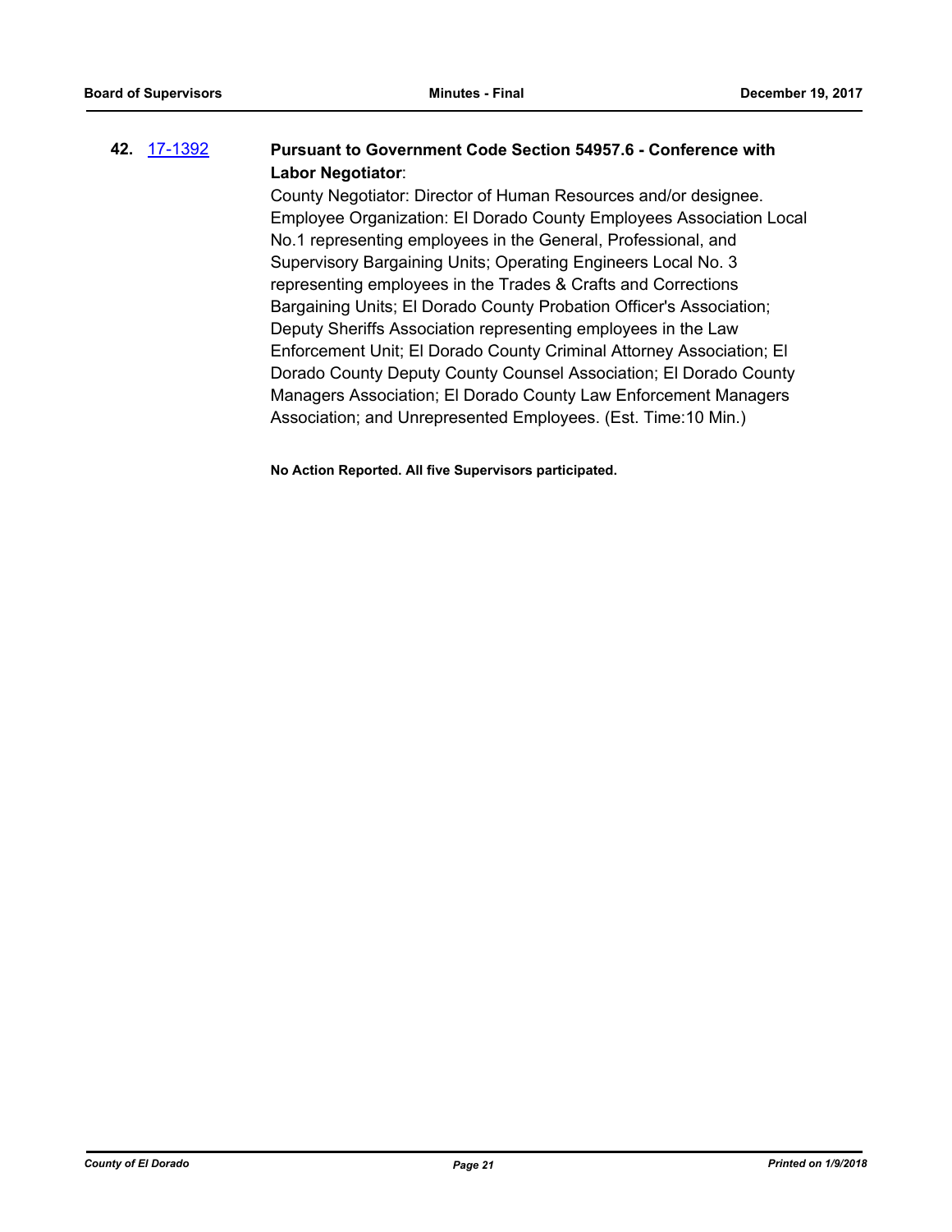**42.** [17-1392](17-1392) **Pursuant to Government Code Section 54957.6 - Conference with Labor Negotiator**:

County Negotiator: Director of Human Resources and/or designee. Employee Organization: El Dorado County Employees Association Local No.1 representing employees in the General, Professional, and Supervisory Bargaining Units; Operating Engineers Local No. 3 representing employees in the Trades & Crafts and Corrections Bargaining Units; El Dorado County Probation Officer's Association; Deputy Sheriffs Association representing employees in the Law Enforcement Unit; El Dorado County Criminal Attorney Association; El Dorado County Deputy County Counsel Association; El Dorado County Managers Association; El Dorado County Law Enforcement Managers Association; and Unrepresented Employees. (Est. Time:10 Min.)

**No Action Reported. All five Supervisors participated.**